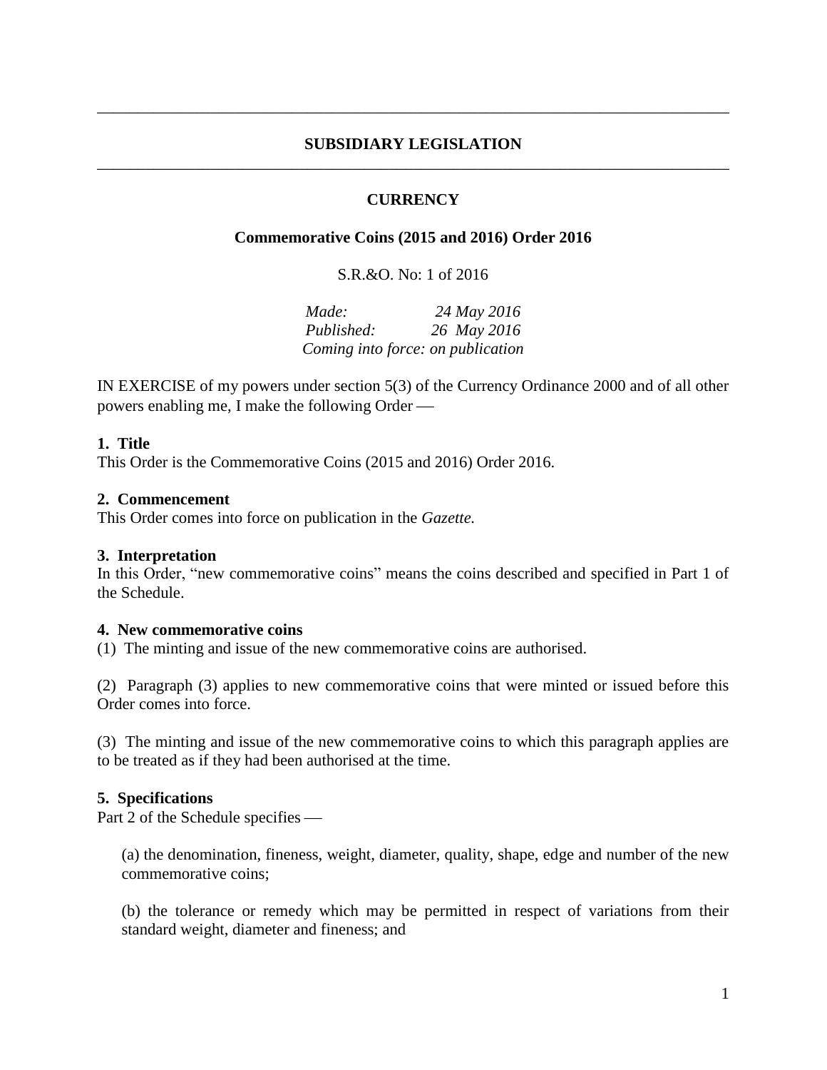## SUBSIDIARY LEGISLATION

## CURRENCY

### Commemorative Coins (2015 and 2016) Order 2016

S.R.&O. No: 1 of 2016

*Made:* *24 May 2016*
*Published:* *26 May 2016*
*Coming into force: on publication*

IN EXERCISE of my powers under section 5(3) of the Currency Ordinance 2000 and of all other powers enabling me, I make the following Order —

**1. Title**
This Order is the Commemorative Coins (2015 and 2016) Order 2016.

**2. Commencement**
This Order comes into force on publication in the *Gazette.*

**3. Interpretation**
In this Order, "new commemorative coins" means the coins described and specified in Part 1 of the Schedule.

**4. New commemorative coins**
(1) The minting and issue of the new commemorative coins are authorised.

(2) Paragraph (3) applies to new commemorative coins that were minted or issued before this Order comes into force.

(3) The minting and issue of the new commemorative coins to which this paragraph applies are to be treated as if they had been authorised at the time.

**5. Specifications**
Part 2 of the Schedule specifies —

(a) the denomination, fineness, weight, diameter, quality, shape, edge and number of the new commemorative coins;

(b) the tolerance or remedy which may be permitted in respect of variations from their standard weight, diameter and fineness; and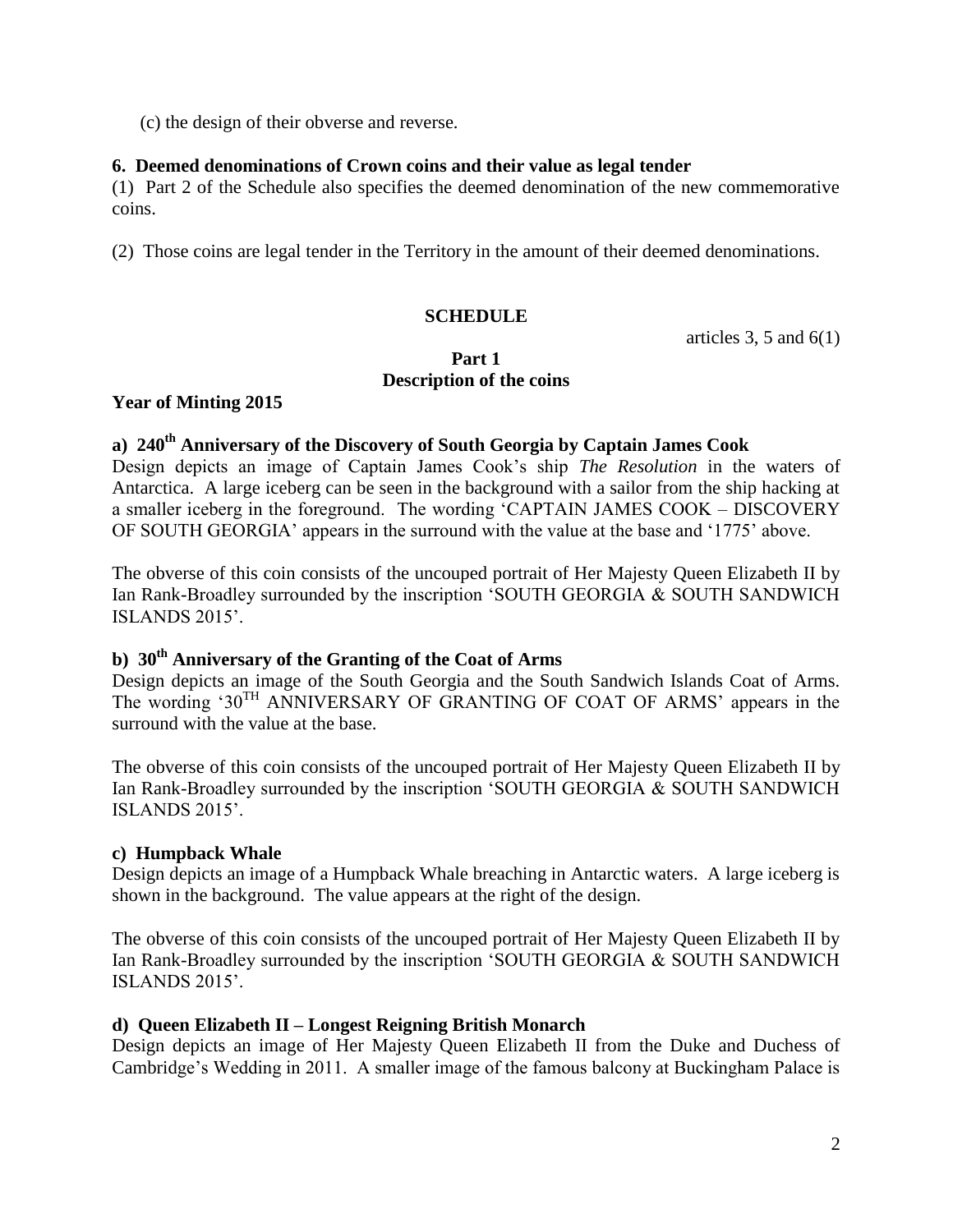(c) the design of their obverse and reverse.

**6. Deemed denominations of Crown coins and their value as legal tender**

(1) Part 2 of the Schedule also specifies the deemed denomination of the new commemorative coins.

(2) Those coins are legal tender in the Territory in the amount of their deemed denominations.

**SCHEDULE**

articles 3, 5 and 6(1)

**Part 1**
**Description of the coins**

**Year of Minting 2015**

**a) 240th Anniversary of the Discovery of South Georgia by Captain James Cook**

Design depicts an image of Captain James Cook's ship *The Resolution* in the waters of Antarctica. A large iceberg can be seen in the background with a sailor from the ship hacking at a smaller iceberg in the foreground. The wording 'CAPTAIN JAMES COOK – DISCOVERY OF SOUTH GEORGIA' appears in the surround with the value at the base and '1775' above.

The obverse of this coin consists of the uncouped portrait of Her Majesty Queen Elizabeth II by Ian Rank-Broadley surrounded by the inscription 'SOUTH GEORGIA & SOUTH SANDWICH ISLANDS 2015'.

**b) 30th Anniversary of the Granting of the Coat of Arms**

Design depicts an image of the South Georgia and the South Sandwich Islands Coat of Arms. The wording '30TH ANNIVERSARY OF GRANTING OF COAT OF ARMS' appears in the surround with the value at the base.

The obverse of this coin consists of the uncouped portrait of Her Majesty Queen Elizabeth II by Ian Rank-Broadley surrounded by the inscription 'SOUTH GEORGIA & SOUTH SANDWICH ISLANDS 2015'.

**c) Humpback Whale**

Design depicts an image of a Humpback Whale breaching in Antarctic waters. A large iceberg is shown in the background. The value appears at the right of the design.

The obverse of this coin consists of the uncouped portrait of Her Majesty Queen Elizabeth II by Ian Rank-Broadley surrounded by the inscription 'SOUTH GEORGIA & SOUTH SANDWICH ISLANDS 2015'.

**d) Queen Elizabeth II – Longest Reigning British Monarch**

Design depicts an image of Her Majesty Queen Elizabeth II from the Duke and Duchess of Cambridge's Wedding in 2011. A smaller image of the famous balcony at Buckingham Palace is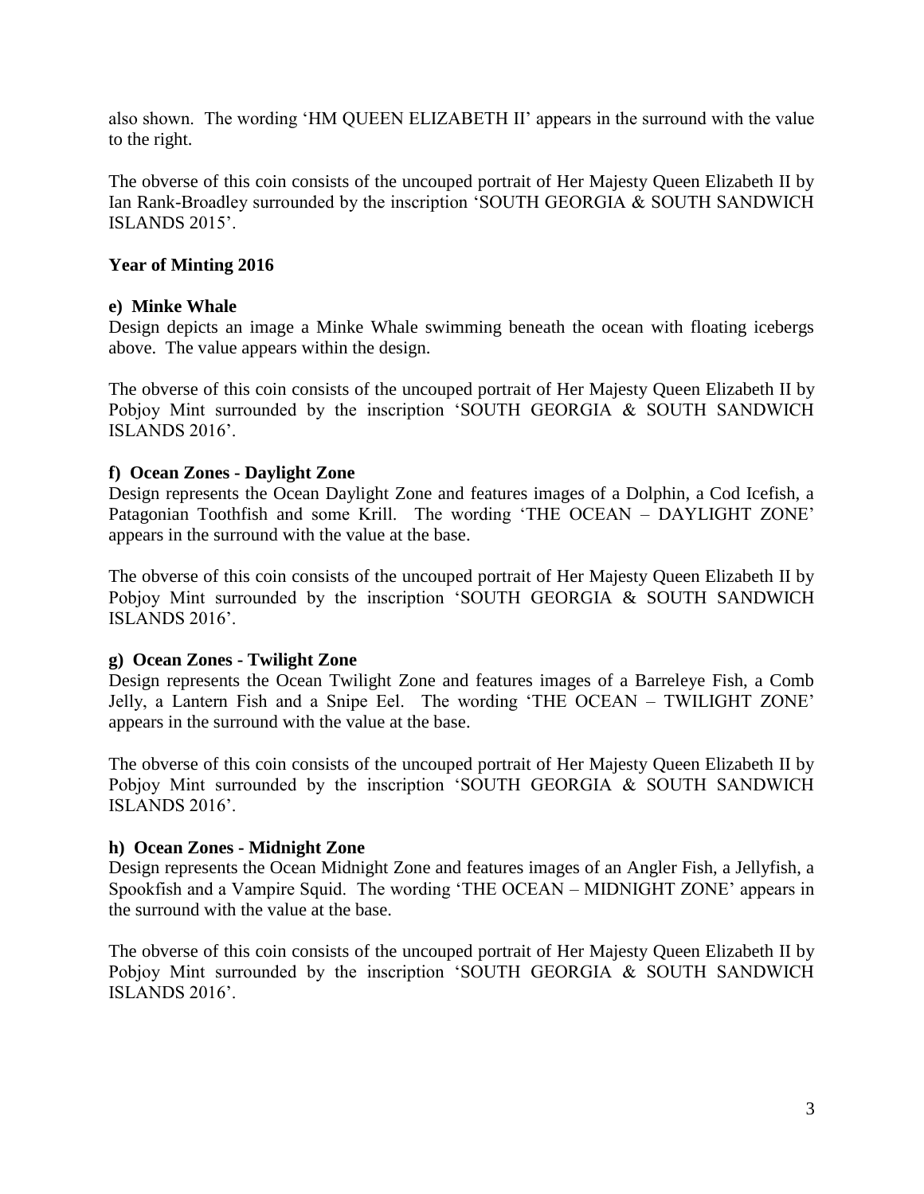also shown. The wording 'HM QUEEN ELIZABETH II' appears in the surround with the value to the right.

The obverse of this coin consists of the uncouped portrait of Her Majesty Queen Elizabeth II by Ian Rank-Broadley surrounded by the inscription 'SOUTH GEORGIA & SOUTH SANDWICH ISLANDS 2015'.

**Year of Minting 2016**

**e) Minke Whale**
Design depicts an image a Minke Whale swimming beneath the ocean with floating icebergs above. The value appears within the design.

The obverse of this coin consists of the uncouped portrait of Her Majesty Queen Elizabeth II by Pobjoy Mint surrounded by the inscription 'SOUTH GEORGIA & SOUTH SANDWICH ISLANDS 2016'.

**f) Ocean Zones - Daylight Zone**
Design represents the Ocean Daylight Zone and features images of a Dolphin, a Cod Icefish, a Patagonian Toothfish and some Krill. The wording 'THE OCEAN – DAYLIGHT ZONE' appears in the surround with the value at the base.

The obverse of this coin consists of the uncouped portrait of Her Majesty Queen Elizabeth II by Pobjoy Mint surrounded by the inscription 'SOUTH GEORGIA & SOUTH SANDWICH ISLANDS 2016'.

**g) Ocean Zones - Twilight Zone**
Design represents the Ocean Twilight Zone and features images of a Barreleye Fish, a Comb Jelly, a Lantern Fish and a Snipe Eel. The wording 'THE OCEAN – TWILIGHT ZONE' appears in the surround with the value at the base.

The obverse of this coin consists of the uncouped portrait of Her Majesty Queen Elizabeth II by Pobjoy Mint surrounded by the inscription 'SOUTH GEORGIA & SOUTH SANDWICH ISLANDS 2016'.

**h) Ocean Zones - Midnight Zone**
Design represents the Ocean Midnight Zone and features images of an Angler Fish, a Jellyfish, a Spookfish and a Vampire Squid. The wording 'THE OCEAN – MIDNIGHT ZONE' appears in the surround with the value at the base.

The obverse of this coin consists of the uncouped portrait of Her Majesty Queen Elizabeth II by Pobjoy Mint surrounded by the inscription 'SOUTH GEORGIA & SOUTH SANDWICH ISLANDS 2016'.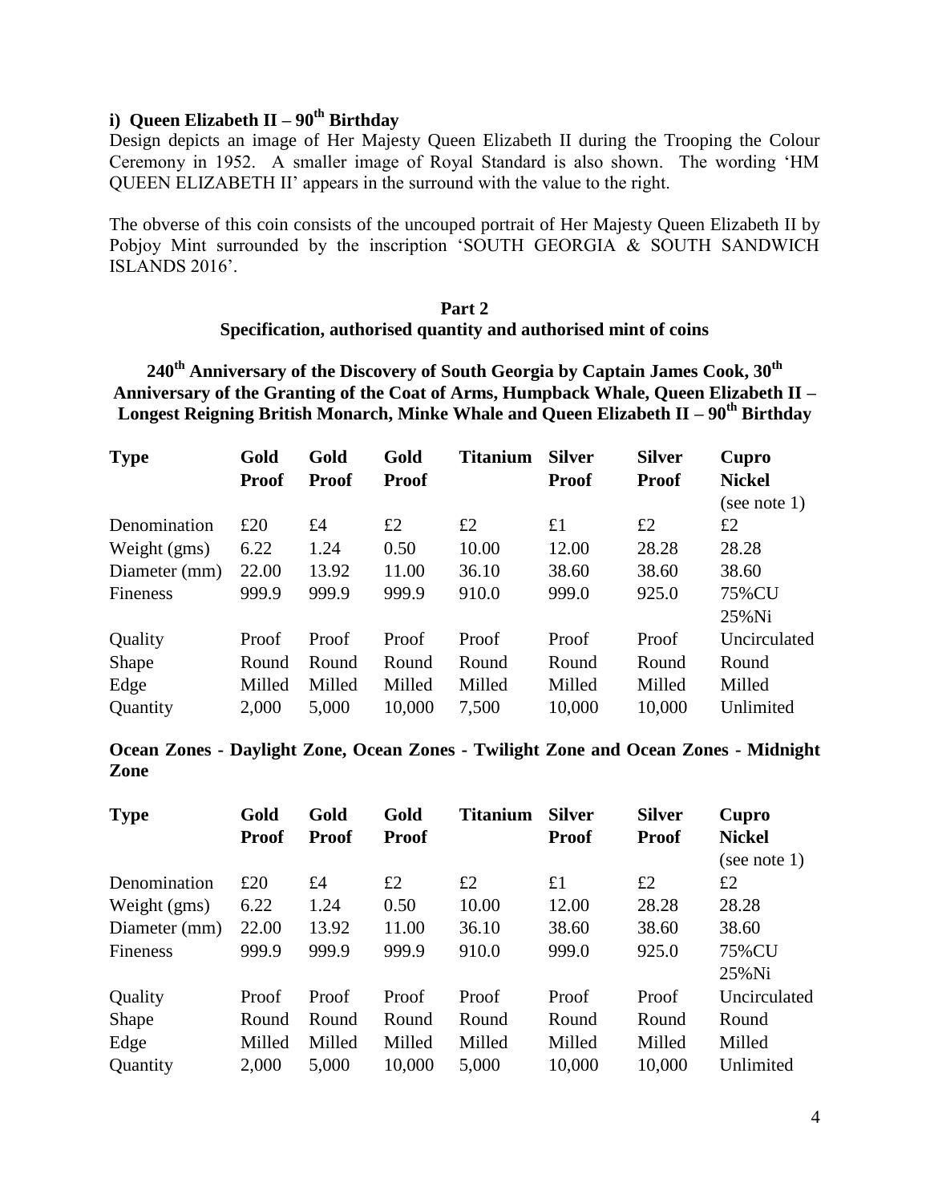### i) Queen Elizabeth II – 90th Birthday

Design depicts an image of Her Majesty Queen Elizabeth II during the Trooping the Colour Ceremony in 1952. A smaller image of Royal Standard is also shown. The wording 'HM QUEEN ELIZABETH II' appears in the surround with the value to the right.

The obverse of this coin consists of the uncouped portrait of Her Majesty Queen Elizabeth II by Pobjoy Mint surrounded by the inscription 'SOUTH GEORGIA & SOUTH SANDWICH ISLANDS 2016'.

## Part 2
## Specification, authorised quantity and authorised mint of coins

### 240th Anniversary of the Discovery of South Georgia by Captain James Cook, 30th Anniversary of the Granting of the Coat of Arms, Humpback Whale, Queen Elizabeth II – Longest Reigning British Monarch, Minke Whale and Queen Elizabeth II – 90th Birthday

| Type | Gold Proof | Gold Proof | Gold Proof | Titanium | Silver Proof | Silver Proof | Cupro Nickel (see note 1) |
|---|---|---|---|---|---|---|---|
| Denomination | £20 | £4 | £2 | £2 | £1 | £2 | £2 |
| Weight (gms) | 6.22 | 1.24 | 0.50 | 10.00 | 12.00 | 28.28 | 28.28 |
| Diameter (mm) | 22.00 | 13.92 | 11.00 | 36.10 | 38.60 | 38.60 | 38.60 |
| Fineness | 999.9 | 999.9 | 999.9 | 910.0 | 999.0 | 925.0 | 75%CU 25%Ni |
| Quality | Proof | Proof | Proof | Proof | Proof | Proof | Uncirculated |
| Shape | Round | Round | Round | Round | Round | Round | Round |
| Edge | Milled | Milled | Milled | Milled | Milled | Milled | Milled |
| Quantity | 2,000 | 5,000 | 10,000 | 7,500 | 10,000 | 10,000 | Unlimited |

### Ocean Zones - Daylight Zone, Ocean Zones - Twilight Zone and Ocean Zones - Midnight Zone

| Type | Gold Proof | Gold Proof | Gold Proof | Titanium | Silver Proof | Silver Proof | Cupro Nickel (see note 1) |
|---|---|---|---|---|---|---|---|
| Denomination | £20 | £4 | £2 | £2 | £1 | £2 | £2 |
| Weight (gms) | 6.22 | 1.24 | 0.50 | 10.00 | 12.00 | 28.28 | 28.28 |
| Diameter (mm) | 22.00 | 13.92 | 11.00 | 36.10 | 38.60 | 38.60 | 38.60 |
| Fineness | 999.9 | 999.9 | 999.9 | 910.0 | 999.0 | 925.0 | 75%CU 25%Ni |
| Quality | Proof | Proof | Proof | Proof | Proof | Proof | Uncirculated |
| Shape | Round | Round | Round | Round | Round | Round | Round |
| Edge | Milled | Milled | Milled | Milled | Milled | Milled | Milled |
| Quantity | 2,000 | 5,000 | 10,000 | 5,000 | 10,000 | 10,000 | Unlimited |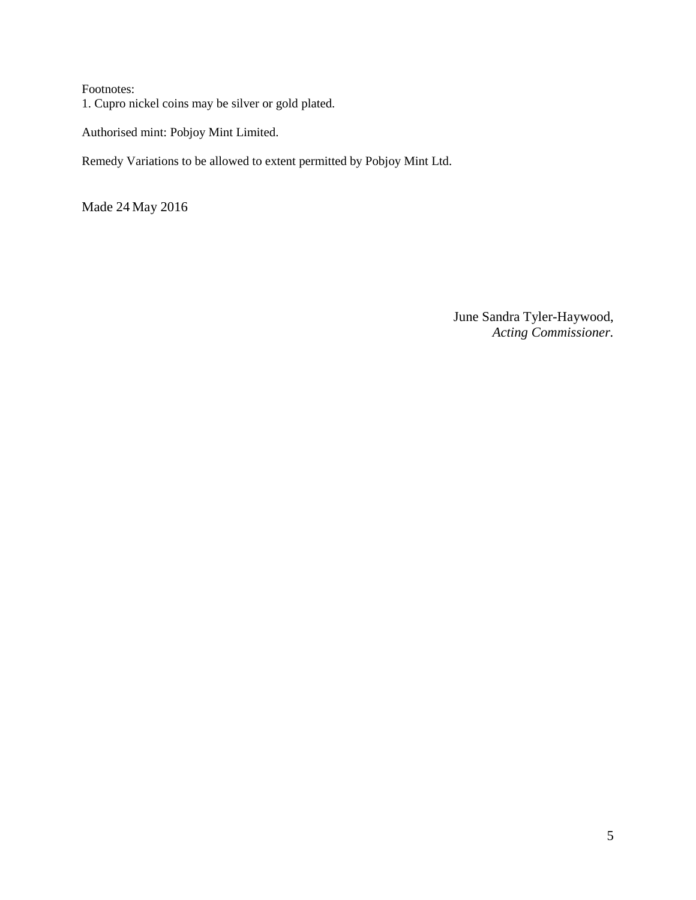Footnotes:
1. Cupro nickel coins may be silver or gold plated.

Authorised mint: Pobjoy Mint Limited.

Remedy Variations to be allowed to extent permitted by Pobjoy Mint Ltd.

Made 24 May 2016

June Sandra Tyler-Haywood,
*Acting Commissioner.*